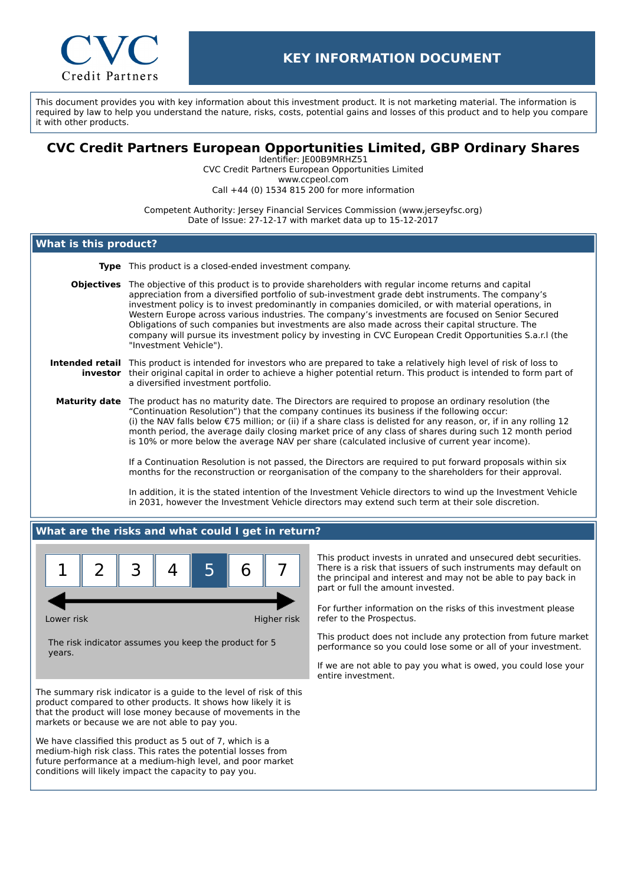CVC Credit Partners

# KEY INFORMATION DOCUMENT

This document provides you with key information about this investment product. It is not marketing material. The information is required by law to help you understand the nature, risks, costs, potential gains and losses of this product and to help you compare it with other products.

## CVC Credit Partners European Opportunities Limited, GBP Ordinary Shares

Identifier: JE00B9MRHZ51
CVC Credit Partners European Opportunities Limited
www.ccpeol.com
Call +44 (0) 1534 815 200 for more information

Competent Authority: Jersey Financial Services Commission (www.jerseyfsc.org)
Date of Issue: 27-12-17 with market data up to 15-12-2017

## What is this product?

**Type** This product is a closed-ended investment company.

**Objectives** The objective of this product is to provide shareholders with regular income returns and capital appreciation from a diversified portfolio of sub-investment grade debt instruments. The company's investment policy is to invest predominantly in companies domiciled, or with material operations, in Western Europe across various industries. The company's investments are focused on Senior Secured Obligations of such companies but investments are also made across their capital structure. The company will pursue its investment policy by investing in CVC European Credit Opportunities S.a.r.l (the "Investment Vehicle").

**Intended retail investor** This product is intended for investors who are prepared to take a relatively high level of risk of loss to their original capital in order to achieve a higher potential return. This product is intended to form part of a diversified investment portfolio.

**Maturity date** The product has no maturity date. The Directors are required to propose an ordinary resolution (the "Continuation Resolution") that the company continues its business if the following occur:
(i) the NAV falls below €75 million; or (ii) if a share class is delisted for any reason, or, if in any rolling 12 month period, the average daily closing market price of any class of shares during such 12 month period is 10% or more below the average NAV per share (calculated inclusive of current year income).

If a Continuation Resolution is not passed, the Directors are required to put forward proposals within six months for the reconstruction or reorganisation of the company to the shareholders for their approval.

In addition, it is the stated intention of the Investment Vehicle directors to wind up the Investment Vehicle in 2031, however the Investment Vehicle directors may extend such term at their sole discretion.

## What are the risks and what could I get in return?

| 1 | 2 | 3 | 4 | **5** | 6 | 7 |
|---|---|---|---|---|---|---|

Lower risk ← → Higher risk

The risk indicator assumes you keep the product for 5 years.

The summary risk indicator is a guide to the level of risk of this product compared to other products. It shows how likely it is that the product will lose money because of movements in the markets or because we are not able to pay you.

We have classified this product as 5 out of 7, which is a medium-high risk class. This rates the potential losses from future performance at a medium-high level, and poor market conditions will likely impact the capacity to pay you.

This product invests in unrated and unsecured debt securities. There is a risk that issuers of such instruments may default on the principal and interest and may not be able to pay back in part or full the amount invested.

For further information on the risks of this investment please refer to the Prospectus.

This product does not include any protection from future market performance so you could lose some or all of your investment.

If we are not able to pay you what is owed, you could lose your entire investment.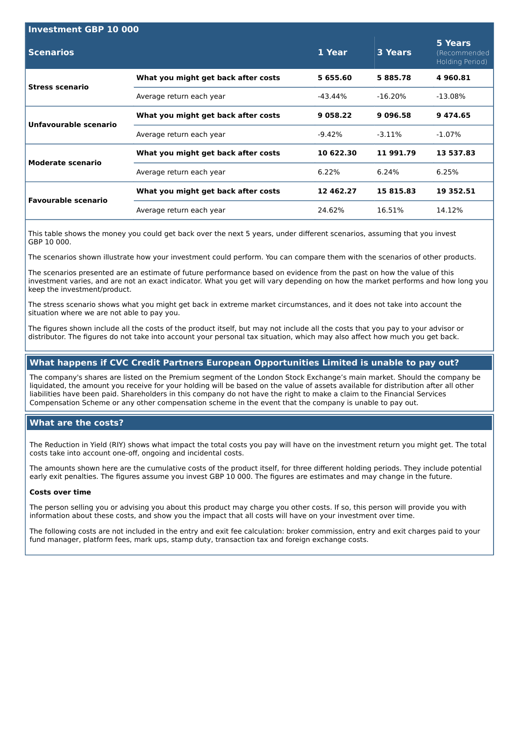| Investment GBP 10 000 | | | | |
|---|---|---|---|---|
| **Scenarios** | | **1 Year** | **3 Years** | **5 Years** (Recommended Holding Period) |
| **Stress scenario** | **What you might get back after costs** | **5 655.60** | **5 885.78** | **4 960.81** |
| | Average return each year | -43.44% | -16.20% | -13.08% |
| **Unfavourable scenario** | **What you might get back after costs** | **9 058.22** | **9 096.58** | **9 474.65** |
| | Average return each year | -9.42% | -3.11% | -1.07% |
| **Moderate scenario** | **What you might get back after costs** | **10 622.30** | **11 991.79** | **13 537.83** |
| | Average return each year | 6.22% | 6.24% | 6.25% |
| **Favourable scenario** | **What you might get back after costs** | **12 462.27** | **15 815.83** | **19 352.51** |
| | Average return each year | 24.62% | 16.51% | 14.12% |

This table shows the money you could get back over the next 5 years, under different scenarios, assuming that you invest GBP 10 000.

The scenarios shown illustrate how your investment could perform. You can compare them with the scenarios of other products.

The scenarios presented are an estimate of future performance based on evidence from the past on how the value of this investment varies, and are not an exact indicator. What you get will vary depending on how the market performs and how long you keep the investment/product.

The stress scenario shows what you might get back in extreme market circumstances, and it does not take into account the situation where we are not able to pay you.

The figures shown include all the costs of the product itself, but may not include all the costs that you pay to your advisor or distributor. The figures do not take into account your personal tax situation, which may also affect how much you get back.

## What happens if CVC Credit Partners European Opportunities Limited is unable to pay out?

The company's shares are listed on the Premium segment of the London Stock Exchange's main market. Should the company be liquidated, the amount you receive for your holding will be based on the value of assets available for distribution after all other liabilities have been paid. Shareholders in this company do not have the right to make a claim to the Financial Services Compensation Scheme or any other compensation scheme in the event that the company is unable to pay out.

## What are the costs?

The Reduction in Yield (RIY) shows what impact the total costs you pay will have on the investment return you might get. The total costs take into account one-off, ongoing and incidental costs.

The amounts shown here are the cumulative costs of the product itself, for three different holding periods. They include potential early exit penalties. The figures assume you invest GBP 10 000. The figures are estimates and may change in the future.

**Costs over time**

The person selling you or advising you about this product may charge you other costs. If so, this person will provide you with information about these costs, and show you the impact that all costs will have on your investment over time.

The following costs are not included in the entry and exit fee calculation: broker commission, entry and exit charges paid to your fund manager, platform fees, mark ups, stamp duty, transaction tax and foreign exchange costs.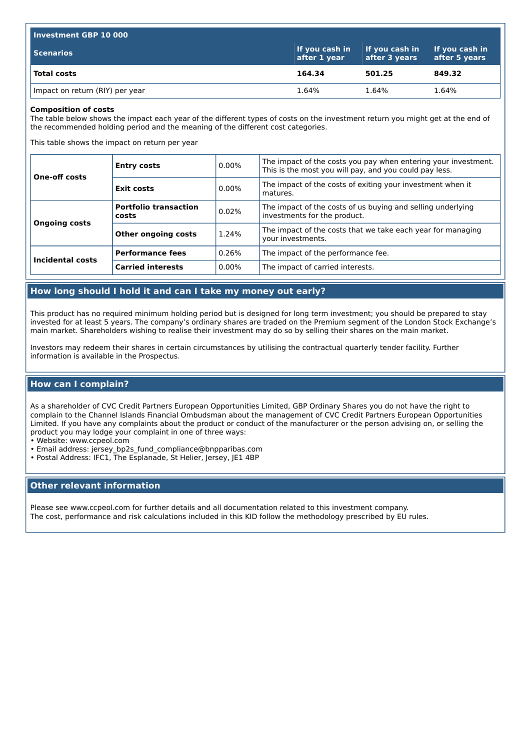| Investment GBP 10 000 | | | |
|---|---|---|---|
| **Scenarios** | **If you cash in after 1 year** | **If you cash in after 3 years** | **If you cash in after 5 years** |
| **Total costs** | **164.34** | **501.25** | **849.32** |
| Impact on return (RIY) per year | 1.64% | 1.64% | 1.64% |

**Composition of costs**
The table below shows the impact each year of the different types of costs on the investment return you might get at the end of the recommended holding period and the meaning of the different cost categories.

This table shows the impact on return per year

| | | | |
|---|---|---|---|
| **One-off costs** | **Entry costs** | 0.00% | The impact of the costs you pay when entering your investment. This is the most you will pay, and you could pay less. |
| | **Exit costs** | 0.00% | The impact of the costs of exiting your investment when it matures. |
| **Ongoing costs** | **Portfolio transaction costs** | 0.02% | The impact of the costs of us buying and selling underlying investments for the product. |
| | **Other ongoing costs** | 1.24% | The impact of the costs that we take each year for managing your investments. |
| **Incidental costs** | **Performance fees** | 0.26% | The impact of the performance fee. |
| | **Carried interests** | 0.00% | The impact of carried interests. |

## How long should I hold it and can I take my money out early?

This product has no required minimum holding period but is designed for long term investment; you should be prepared to stay invested for at least 5 years. The company's ordinary shares are traded on the Premium segment of the London Stock Exchange's main market. Shareholders wishing to realise their investment may do so by selling their shares on the main market.

Investors may redeem their shares in certain circumstances by utilising the contractual quarterly tender facility. Further information is available in the Prospectus.

## How can I complain?

As a shareholder of CVC Credit Partners European Opportunities Limited, GBP Ordinary Shares you do not have the right to complain to the Channel Islands Financial Ombudsman about the management of CVC Credit Partners European Opportunities Limited. If you have any complaints about the product or conduct of the manufacturer or the person advising on, or selling the product you may lodge your complaint in one of three ways:

- Website: www.ccpeol.com
- Email address: jersey_bp2s_fund_compliance@bnpparibas.com
- Postal Address: IFC1, The Esplanade, St Helier, Jersey, JE1 4BP

## Other relevant information

Please see www.ccpeol.com for further details and all documentation related to this investment company.
The cost, performance and risk calculations included in this KID follow the methodology prescribed by EU rules.